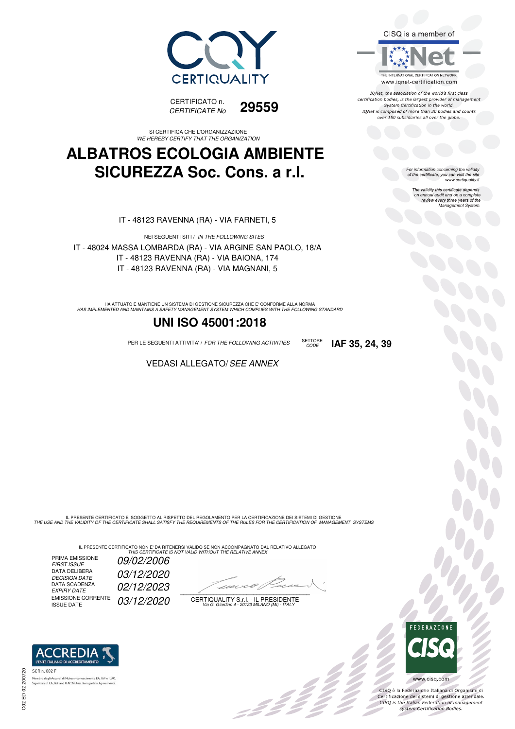CERTIQUALITY

CERTIFICATO n.
*CERTIFICATE No* **29559**

CISQ is a member of

IQNet

THE INTERNATIONAL CERTIFICATION NETWORK
www.iqnet-certification.com

*IQNet, the association of the world's first class certification bodies, is the largest provider of management System Certification in the world. IQNet is composed of more than 30 bodies and counts over 150 subsidiaries all over the globe.*

*For information concerning the validity of the certificate, you can visit the site www.certiquality.it*

*The validity this certificate depends on annual audit and on a complete review every three years of the Management System.*

SI CERTIFICA CHE L'ORGANIZZAZIONE
*WE HEREBY CERTIFY THAT THE ORGANIZATION*

# ALBATROS ECOLOGIA AMBIENTE SICUREZZA Soc. Cons. a r.l.

IT - 48123 RAVENNA (RA) - VIA FARNETI, 5

NEI SEGUENTI SITI / *IN THE FOLLOWING SITES*

IT - 48024 MASSA LOMBARDA (RA) - VIA ARGINE SAN PAOLO, 18/A
IT - 48123 RAVENNA (RA) - VIA BAIONA, 174
IT - 48123 RAVENNA (RA) - VIA MAGNANI, 5

HA ATTUATO E MANTIENE UN SISTEMA DI GESTIONE SICUREZZA CHE E' CONFORME ALLA NORMA
*HAS IMPLEMENTED AND MAINTAINS A SAFETY MANAGEMENT SYSTEM WHICH COMPLIES WITH THE FOLLOWING STANDARD*

## UNI ISO 45001:2018

PER LE SEGUENTI ATTIVITA' / *FOR THE FOLLOWING ACTIVITIES* SETTORE *CODE* **IAF 35, 24, 39**

VEDASI ALLEGATO/ *SEE ANNEX*

IL PRESENTE CERTIFICATO E' SOGGETTO AL RISPETTO DEL REGOLAMENTO PER LA CERTIFICAZIONE DEI SISTEMI DI GESTIONE
*THE USE AND THE VALIDITY OF THE CERTIFICATE SHALL SATISFY THE REQUIREMENTS OF THE RULES FOR THE CERTIFICATION OF MANAGEMENT SYSTEMS*

IL PRESENTE CERTIFICATO NON E' DA RITENERSI VALIDO SE NON ACCOMPAGNATO DAL RELATIVO ALLEGATO
*THIS CERTIFICATE IS NOT VALID WITHOUT THE RELATIVE ANNEX*

| | |
|---|---|
| PRIMA EMISSIONE *FIRST ISSUE* | *09/02/2006* |
| DATA DELIBERA *DECISION DATE* | *03/12/2020* |
| DATA SCADENZA *EXPIRY DATE* | *02/12/2023* |
| EMISSIONE CORRENTE ISSUE DATE | *03/12/2020* |

CERTIQUALITY S.r.l. - IL PRESIDENTE
*Via G. Giardino 4 - 20123 MILANO (MI) - ITALY*

ACCREDIA
L'ENTE ITALIANO DI ACCREDITAMENTO
SCR n. 002 F
Membro degli Accordi di Mutuo riconoscimento EA, IAF e ILAC.
Signatory of EA, IAF and ILAC Mutual Recognition Agreements.

FEDERAZIONE CISQ
www.cisq.com

*CISQ è la Federazione Italiana di Organismi di Certificazione dei sistemi di gestione aziendale. CISQ is the Italian Federation of management system Certification Bodies.*

C02 ED 02 200720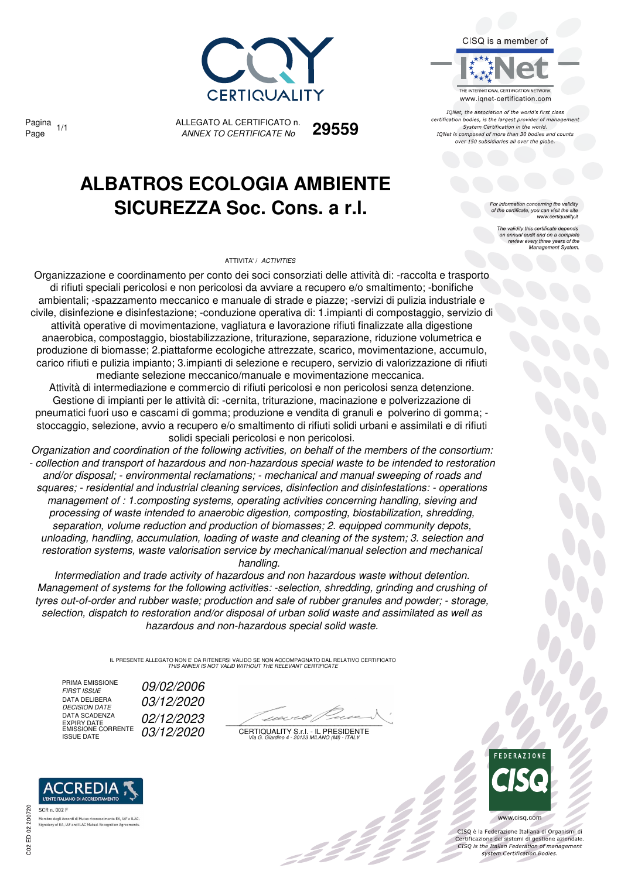CERTIQUALITY

CISQ is a member of IQNet

THE INTERNATIONAL CERTIFICATION NETWORK
www.iqnet-certification.com

*IQNet, the association of the world's first class certification bodies, is the largest provider of management System Certification in the world. IQNet is composed of more than 30 bodies and counts over 150 subsidiaries all over the globe.*

Pagina / *Page* 1/1

ALLEGATO AL CERTIFICATO n. / *ANNEX TO CERTIFICATE No* **29559**

# ALBATROS ECOLOGIA AMBIENTE SICUREZZA Soc. Cons. a r.l.

*For information concerning the validity of the certificate, you can visit the site www.certiquality.it*

*The validity this certificate depends on annual audit and on a complete review every three years of the Management System.*

ATTIVITA' / *ACTIVITIES*

Organizzazione e coordinamento per conto dei soci consorziati delle attività di: -raccolta e trasporto di rifiuti speciali pericolosi e non pericolosi da avviare a recupero e/o smaltimento; -bonifiche ambientali; -spazzamento meccanico e manuale di strade e piazze; -servizi di pulizia industriale e civile, disinfezione e disinfestazione; -conduzione operativa di: 1.impianti di compostaggio, servizio di attività operative di movimentazione, vagliatura e lavorazione rifiuti finalizzate alla digestione anaerobica, compostaggio, biostabilizzazione, triturazione, separazione, riduzione volumetrica e produzione di biomasse; 2.piattaforme ecologiche attrezzate, scarico, movimentazione, accumulo, carico rifiuti e pulizia impianto; 3.impianti di selezione e recupero, servizio di valorizzazione di rifiuti mediante selezione meccanico/manuale e movimentazione meccanica.
Attività di intermediazione e commercio di rifiuti pericolosi e non pericolosi senza detenzione.
Gestione di impianti per le attività di: -cernita, triturazione, macinazione e polverizzazione di pneumatici fuori uso e cascami di gomma; produzione e vendita di granuli e polverino di gomma; -stoccaggio, selezione, avvio a recupero e/o smaltimento di rifiuti solidi urbani e assimilati e di rifiuti solidi speciali pericolosi e non pericolosi.

*Organization and coordination of the following activities, on behalf of the members of the consortium: - collection and transport of hazardous and non-hazardous special waste to be intended to restoration and/or disposal; - environmental reclamations; - mechanical and manual sweeping of roads and squares; - residential and industrial cleaning services, disinfection and disinfestations: - operations management of : 1.composting systems, operating activities concerning handling, sieving and processing of waste intended to anaerobic digestion, composting, biostabilization, shredding, separation, volume reduction and production of biomasses; 2. equipped community depots, unloading, handling, accumulation, loading of waste and cleaning of the system; 3. selection and restoration systems, waste valorisation service by mechanical/manual selection and mechanical handling.*
*Intermediation and trade activity of hazardous and non hazardous waste without detention.*
*Management of systems for the following activities: -selection, shredding, grinding and crushing of tyres out-of-order and rubber waste; production and sale of rubber granules and powder; - storage, selection, dispatch to restoration and/or disposal of urban solid waste and assimilated as well as hazardous and non-hazardous special solid waste.*

IL PRESENTE ALLEGATO NON E' DA RITENERSI VALIDO SE NON ACCOMPAGNATO DAL RELATIVO CERTIFICATO
*THIS ANNEX IS NOT VALID WITHOUT THE RELEVANT CERTIFICATE*

| | |
|---|---|
| PRIMA EMISSIONE / *FIRST ISSUE* | *09/02/2006* |
| DATA DELIBERA / *DECISION DATE* | *03/12/2020* |
| DATA SCADENZA / *EXPIRY DATE* | *02/12/2023* |
| EMISSIONE CORRENTE / *ISSUE DATE* | *03/12/2020* |

CERTIQUALITY S.r.l. - IL PRESIDENTE
*Via G. Giardino 4 - 20123 MILANO (MI) - ITALY*

ACCREDIA — L'ENTE ITALIANO DI ACCREDITAMENTO
SCR n. 002 F
Membro degli Accordi di Mutuo riconoscimento EA, IAF e ILAC. Signatory of EA, IAF and ILAC Mutual Recognition Agreements.

FEDERAZIONE CISQ
www.cisq.com
CISQ è la Federazione Italiana di Organismi di Certificazione dei sistemi di gestione aziendale.
*CISQ is the Italian Federation of management system Certification Bodies.*

C02 ED 02 200720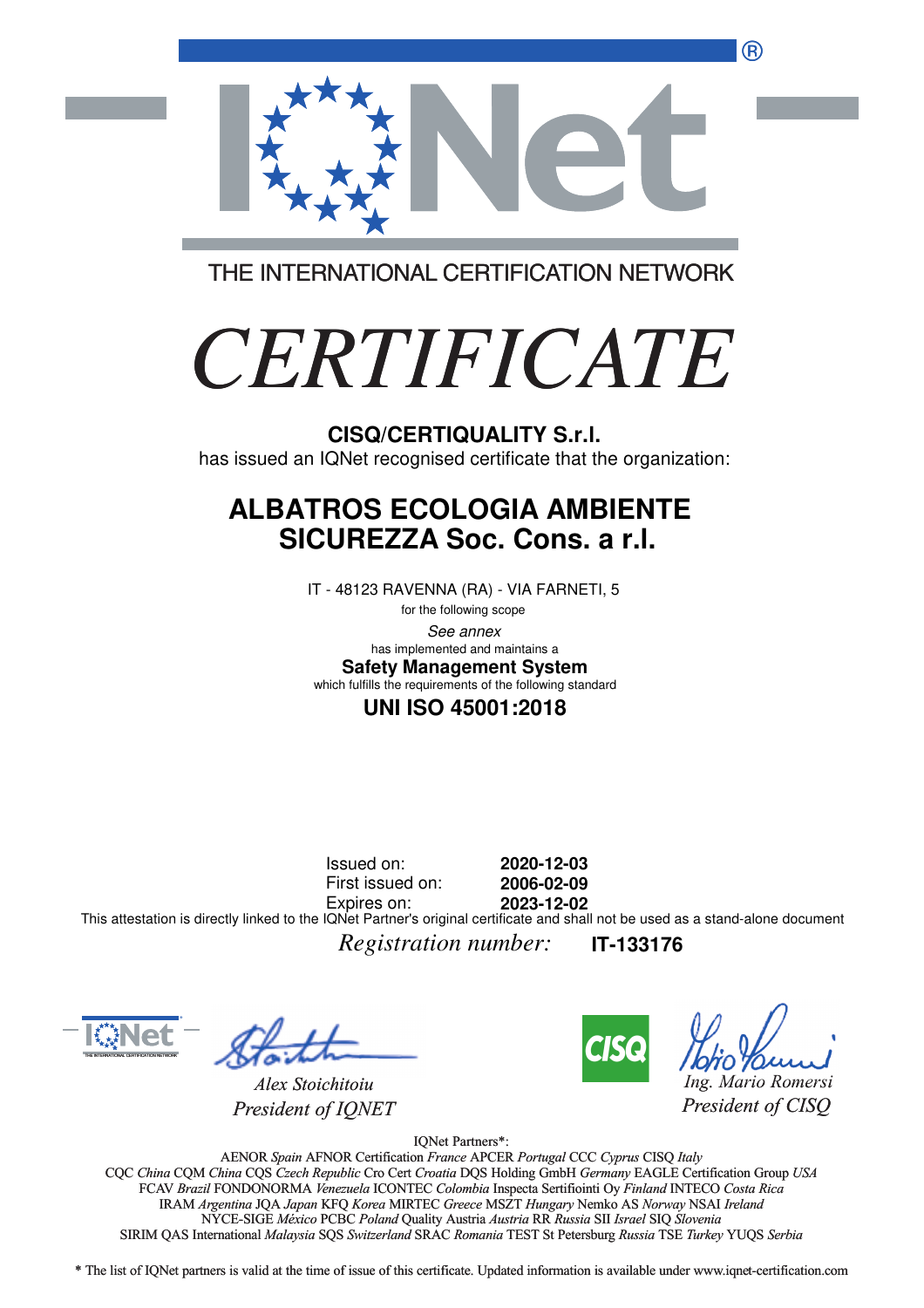THE INTERNATIONAL CERTIFICATION NETWORK

# *CERTIFICATE*

**CISQ/CERTIQUALITY S.r.l.**

has issued an IQNet recognised certificate that the organization:

## ALBATROS ECOLOGIA AMBIENTE SICUREZZA Soc. Cons. a r.l.

IT - 48123 RAVENNA (RA) - VIA FARNETI, 5

for the following scope

*See annex*

has implemented and maintains a

**Safety Management System**

which fulfills the requirements of the following standard

**UNI ISO 45001:2018**

Issued on: **2020-12-03**
First issued on: **2006-02-09**
Expires on: **2023-12-02**

This attestation is directly linked to the IQNet Partner's original certificate and shall not be used as a stand-alone document

*Registration number:* **IT-133176**

*Alex Stoichitoiu*
*President of IQNET*

*Ing. Mario Romersi*
*President of CISQ*

IQNet Partners*:

AENOR *Spain* AFNOR Certification *France* APCER *Portugal* CCC *Cyprus* CISQ *Italy*
CQC *China* CQM *China* CQS *Czech Republic* Cro Cert *Croatia* DQS Holding GmbH *Germany* EAGLE Certification Group *USA*
FCAV *Brazil* FONDONORMA *Venezuela* ICONTEC *Colombia* Inspecta Sertifiointi Oy *Finland* INTECO *Costa Rica*
IRAM *Argentina* JQA *Japan* KFQ *Korea* MIRTEC *Greece* MSZT *Hungary* Nemko AS *Norway* NSAI *Ireland*
NYCE-SIGE *México* PCBC *Poland* Quality Austria *Austria* RR *Russia* SII *Israel* SIQ *Slovenia*
SIRIM QAS International *Malaysia* SQS *Switzerland* SRAC *Romania* TEST St Petersburg *Russia* TSE *Turkey* YUQS *Serbia*

* The list of IQNet partners is valid at the time of issue of this certificate. Updated information is available under www.iqnet-certification.com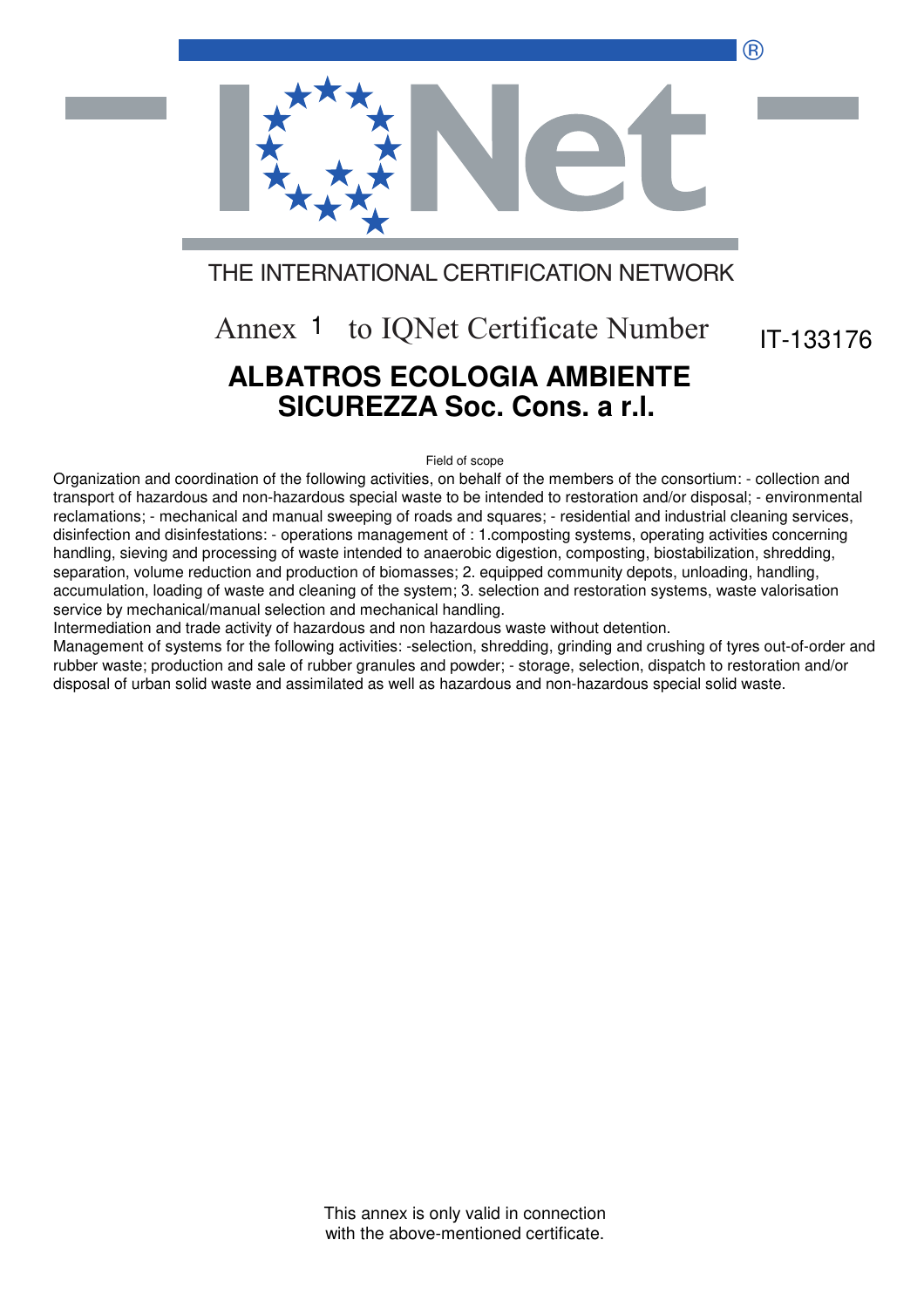THE INTERNATIONAL CERTIFICATION NETWORK

Annex 1 to IQNet Certificate Number IT-133176

# ALBATROS ECOLOGIA AMBIENTE SICUREZZA Soc. Cons. a r.l.

Field of scope

Organization and coordination of the following activities, on behalf of the members of the consortium: - collection and transport of hazardous and non-hazardous special waste to be intended to restoration and/or disposal; - environmental reclamations; - mechanical and manual sweeping of roads and squares; - residential and industrial cleaning services, disinfection and disinfestations: - operations management of : 1.composting systems, operating activities concerning handling, sieving and processing of waste intended to anaerobic digestion, composting, biostabilization, shredding, separation, volume reduction and production of biomasses; 2. equipped community depots, unloading, handling, accumulation, loading of waste and cleaning of the system; 3. selection and restoration systems, waste valorisation service by mechanical/manual selection and mechanical handling.
Intermediation and trade activity of hazardous and non hazardous waste without detention.
Management of systems for the following activities: -selection, shredding, grinding and crushing of tyres out-of-order and rubber waste; production and sale of rubber granules and powder; - storage, selection, dispatch to restoration and/or disposal of urban solid waste and assimilated as well as hazardous and non-hazardous special solid waste.

This annex is only valid in connection with the above-mentioned certificate.